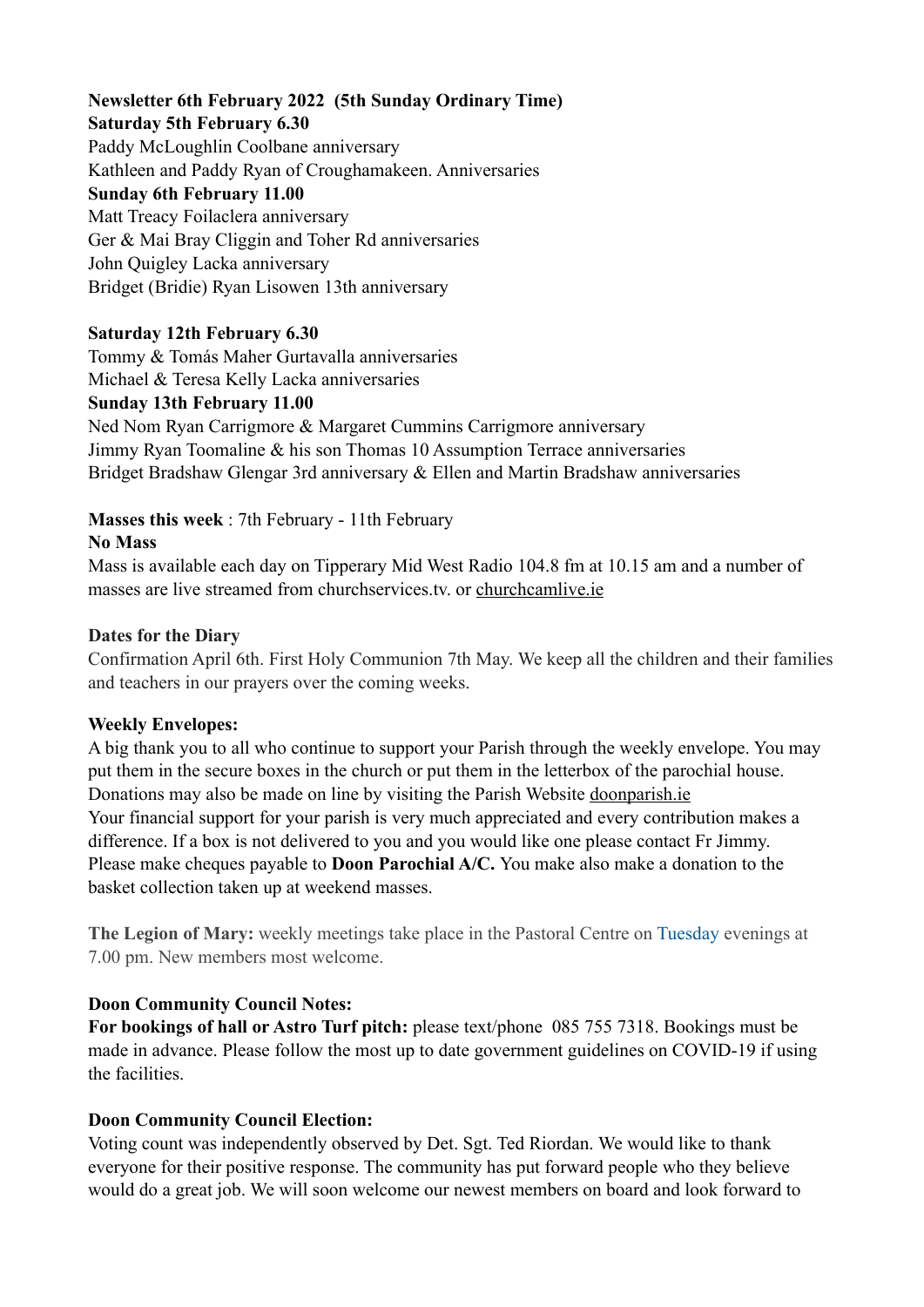**Newsletter 6th February 2022 (5th Sunday Ordinary Time)**

**Saturday 5th February 6.30**

Paddy McLoughlin Coolbane anniversary
Kathleen and Paddy Ryan of Croughamakeen. Anniversaries

**Sunday 6th February 11.00**

Matt Treacy Foilaclera anniversary
Ger & Mai Bray Cliggin and Toher Rd anniversaries
John Quigley Lacka anniversary
Bridget (Bridie) Ryan Lisowen 13th anniversary

**Saturday 12th February 6.30**

Tommy & Tomás Maher Gurtavalla anniversaries
Michael & Teresa Kelly Lacka anniversaries

**Sunday 13th February 11.00**

Ned Nom Ryan Carrigmore & Margaret Cummins Carrigmore anniversary
Jimmy Ryan Toomaline & his son Thomas 10 Assumption Terrace anniversaries
Bridget Bradshaw Glengar 3rd anniversary & Ellen and Martin Bradshaw anniversaries

**Masses this week** : 7th February - 11th February

**No Mass**

Mass is available each day on Tipperary Mid West Radio 104.8 fm at 10.15 am and a number of masses are live streamed from churchservices.tv. or churchcamlive.ie

**Dates for the Diary**

Confirmation April 6th. First Holy Communion 7th May. We keep all the children and their families and teachers in our prayers over the coming weeks.

**Weekly Envelopes:**

A big thank you to all who continue to support your Parish through the weekly envelope. You may put them in the secure boxes in the church or put them in the letterbox of the parochial house. Donations may also be made on line by visiting the Parish Website doonparish.ie
Your financial support for your parish is very much appreciated and every contribution makes a difference. If a box is not delivered to you and you would like one please contact Fr Jimmy. Please make cheques payable to **Doon Parochial A/C.** You make also make a donation to the basket collection taken up at weekend masses.

**The Legion of Mary:** weekly meetings take place in the Pastoral Centre on Tuesday evenings at 7.00 pm. New members most welcome.

**Doon Community Council Notes:**

**For bookings of hall or Astro Turf pitch:** please text/phone 085 755 7318. Bookings must be made in advance. Please follow the most up to date government guidelines on COVID-19 if using the facilities.

**Doon Community Council Election:**

Voting count was independently observed by Det. Sgt. Ted Riordan. We would like to thank everyone for their positive response. The community has put forward people who they believe would do a great job. We will soon welcome our newest members on board and look forward to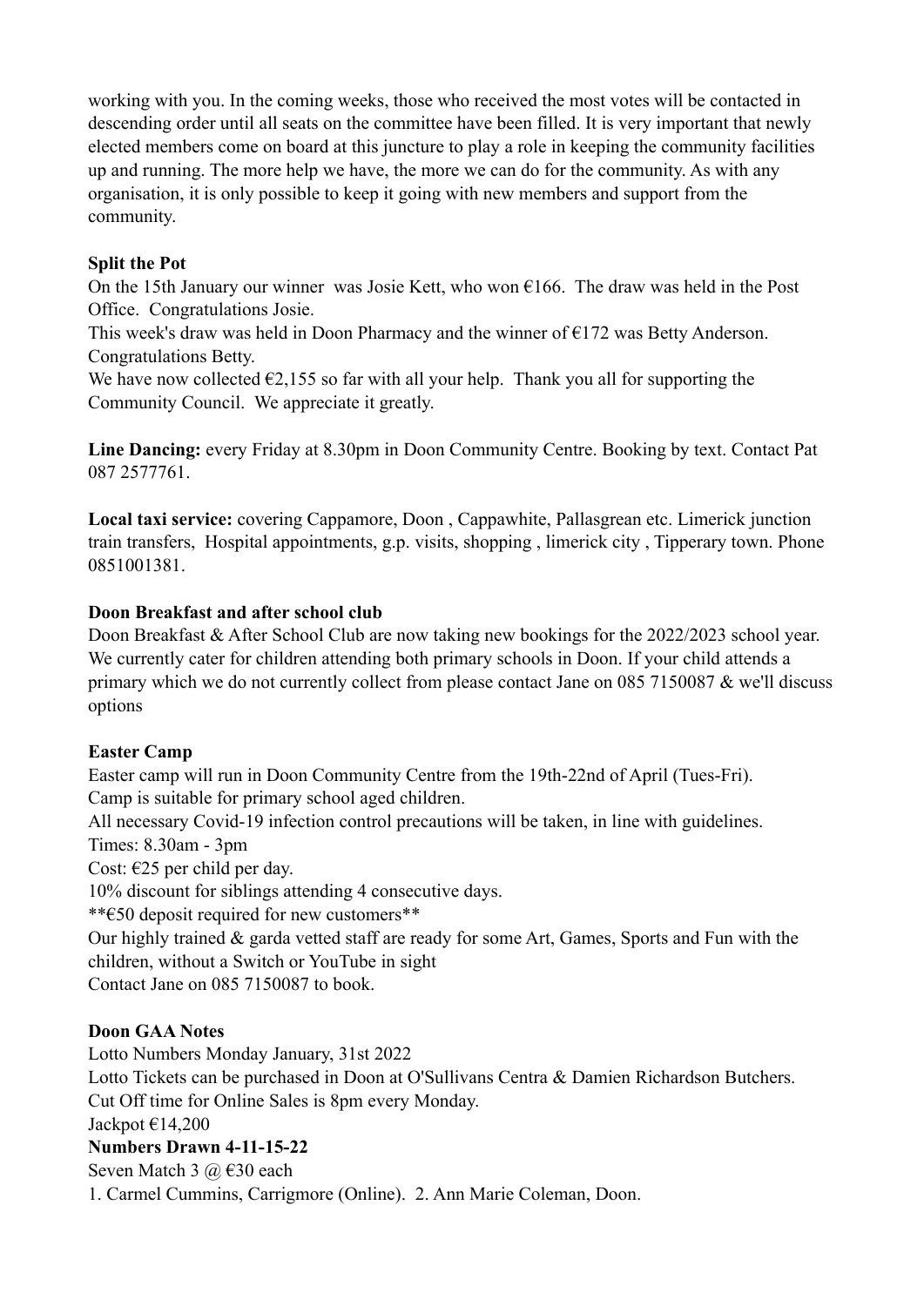working with you. In the coming weeks, those who received the most votes will be contacted in descending order until all seats on the committee have been filled. It is very important that newly elected members come on board at this juncture to play a role in keeping the community facilities up and running. The more help we have, the more we can do for the community. As with any organisation, it is only possible to keep it going with new members and support from the community.

**Split the Pot**

On the 15th January our winner was Josie Kett, who won €166. The draw was held in the Post Office. Congratulations Josie.

This week's draw was held in Doon Pharmacy and the winner of €172 was Betty Anderson. Congratulations Betty.

We have now collected €2,155 so far with all your help. Thank you all for supporting the Community Council. We appreciate it greatly.

**Line Dancing:** every Friday at 8.30pm in Doon Community Centre. Booking by text. Contact Pat 087 2577761.

**Local taxi service:** covering Cappamore, Doon , Cappawhite, Pallasgrean etc. Limerick junction train transfers, Hospital appointments, g.p. visits, shopping , limerick city , Tipperary town. Phone 0851001381.

**Doon Breakfast and after school club**

Doon Breakfast & After School Club are now taking new bookings for the 2022/2023 school year. We currently cater for children attending both primary schools in Doon. If your child attends a primary which we do not currently collect from please contact Jane on 085 7150087 & we'll discuss options

**Easter Camp**

Easter camp will run in Doon Community Centre from the 19th-22nd of April (Tues-Fri).
Camp is suitable for primary school aged children.
All necessary Covid-19 infection control precautions will be taken, in line with guidelines.
Times: 8.30am - 3pm
Cost: €25 per child per day.
10% discount for siblings attending 4 consecutive days.
**€50 deposit required for new customers**
Our highly trained & garda vetted staff are ready for some Art, Games, Sports and Fun with the children, without a Switch or YouTube in sight
Contact Jane on 085 7150087 to book.

**Doon GAA Notes**

Lotto Numbers Monday January, 31st 2022
Lotto Tickets can be purchased in Doon at O'Sullivans Centra & Damien Richardson Butchers.
Cut Off time for Online Sales is 8pm every Monday.
Jackpot €14,200

**Numbers Drawn 4-11-15-22**

Seven Match 3 @ €30 each
1. Carmel Cummins, Carrigmore (Online). 2. Ann Marie Coleman, Doon.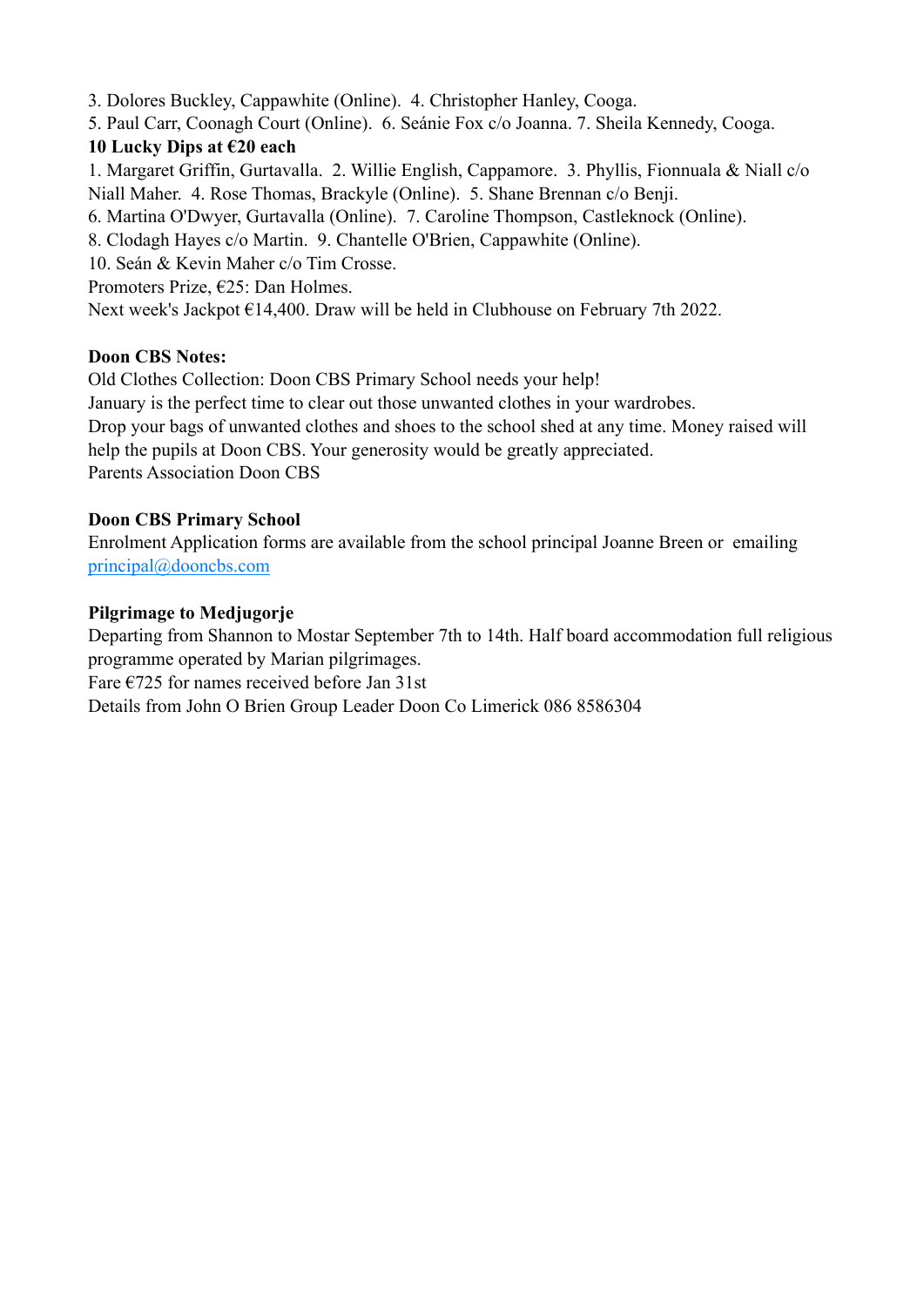3. Dolores Buckley, Cappawhite (Online). 4. Christopher Hanley, Cooga.
5. Paul Carr, Coonagh Court (Online). 6. Seánie Fox c/o Joanna. 7. Sheila Kennedy, Cooga.

**10 Lucky Dips at €20 each**

1. Margaret Griffin, Gurtavalla. 2. Willie English, Cappamore. 3. Phyllis, Fionnuala & Niall c/o Niall Maher. 4. Rose Thomas, Brackyle (Online). 5. Shane Brennan c/o Benji.
6. Martina O'Dwyer, Gurtavalla (Online). 7. Caroline Thompson, Castleknock (Online).
8. Clodagh Hayes c/o Martin. 9. Chantelle O'Brien, Cappawhite (Online).
10. Seán & Kevin Maher c/o Tim Crosse.
Promoters Prize, €25: Dan Holmes.
Next week's Jackpot €14,400. Draw will be held in Clubhouse on February 7th 2022.

**Doon CBS Notes:**

Old Clothes Collection: Doon CBS Primary School needs your help!
January is the perfect time to clear out those unwanted clothes in your wardrobes.
Drop your bags of unwanted clothes and shoes to the school shed at any time. Money raised will help the pupils at Doon CBS. Your generosity would be greatly appreciated.
Parents Association Doon CBS

**Doon CBS Primary School**

Enrolment Application forms are available from the school principal Joanne Breen or emailing principal@dooncbs.com

**Pilgrimage to Medjugorje**

Departing from Shannon to Mostar September 7th to 14th. Half board accommodation full religious programme operated by Marian pilgrimages.
Fare €725 for names received before Jan 31st
Details from John O Brien Group Leader Doon Co Limerick 086 8586304